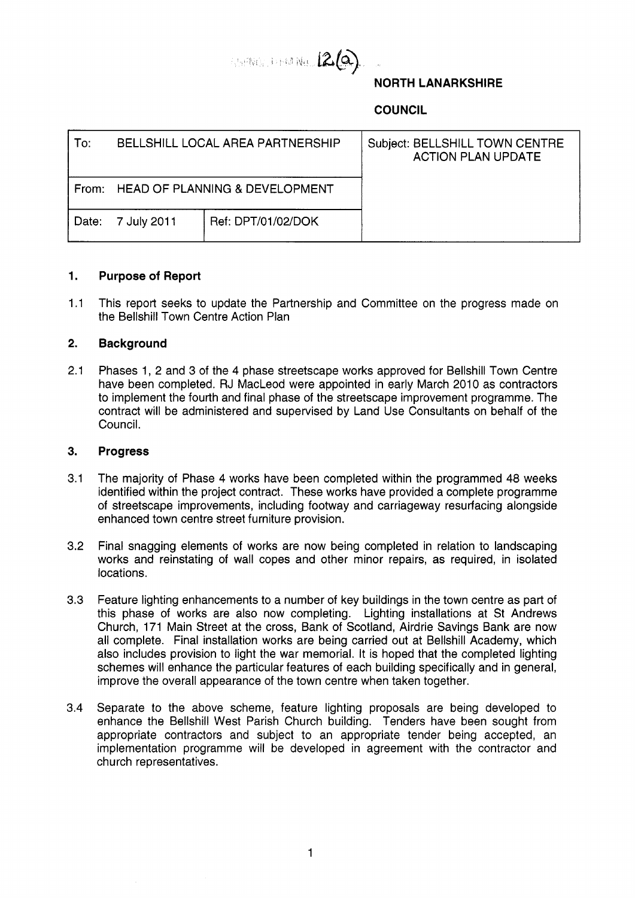AGENDA ITEM No. 12(a)

**NORTH LANARKSHIRE**

**COUNCIL**

| To: BELLSHILL LOCAL AREA PARTNERSHIP | | Subject: BELLSHILL TOWN CENTRE ACTION PLAN UPDATE |
|---|---|---|
| From: HEAD OF PLANNING & DEVELOPMENT | | |
| Date: 7 July 2011 | Ref: DPT/01/02/DOK | |

## 1. Purpose of Report

1.1 This report seeks to update the Partnership and Committee on the progress made on the Bellshill Town Centre Action Plan

## 2. Background

2.1 Phases 1, 2 and 3 of the 4 phase streetscape works approved for Bellshill Town Centre have been completed. RJ MacLeod were appointed in early March 2010 as contractors to implement the fourth and final phase of the streetscape improvement programme. The contract will be administered and supervised by Land Use Consultants on behalf of the Council.

## 3. Progress

3.1 The majority of Phase 4 works have been completed within the programmed 48 weeks identified within the project contract. These works have provided a complete programme of streetscape improvements, including footway and carriageway resurfacing alongside enhanced town centre street furniture provision.

3.2 Final snagging elements of works are now being completed in relation to landscaping works and reinstating of wall copes and other minor repairs, as required, in isolated locations.

3.3 Feature lighting enhancements to a number of key buildings in the town centre as part of this phase of works are also now completing. Lighting installations at St Andrews Church, 171 Main Street at the cross, Bank of Scotland, Airdrie Savings Bank are now all complete. Final installation works are being carried out at Bellshill Academy, which also includes provision to light the war memorial. It is hoped that the completed lighting schemes will enhance the particular features of each building specifically and in general, improve the overall appearance of the town centre when taken together.

3.4 Separate to the above scheme, feature lighting proposals are being developed to enhance the Bellshill West Parish Church building. Tenders have been sought from appropriate contractors and subject to an appropriate tender being accepted, an implementation programme will be developed in agreement with the contractor and church representatives.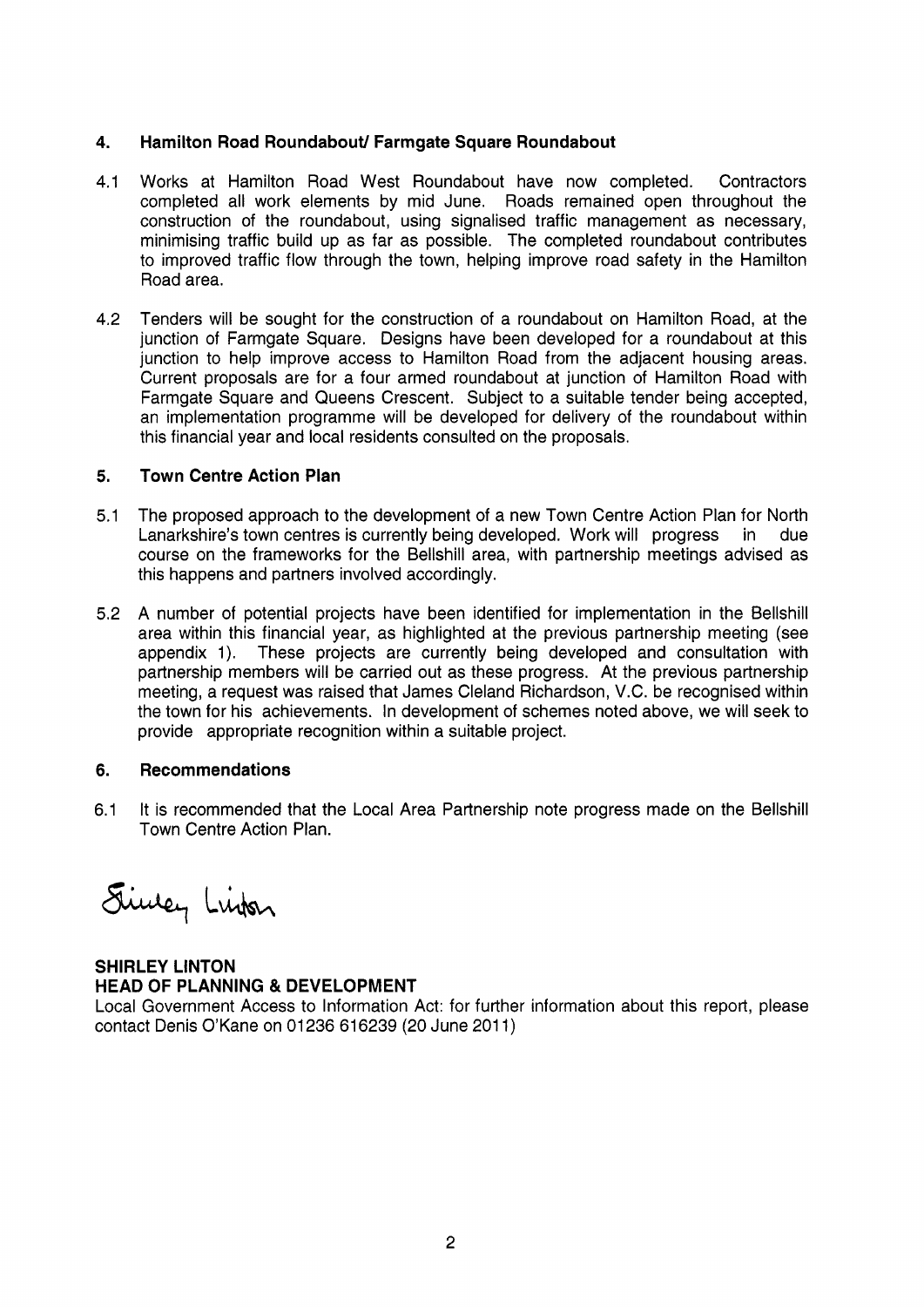## 4. Hamilton Road Roundabout/ Farmgate Square Roundabout

4.1 Works at Hamilton Road West Roundabout have now completed. Contractors completed all work elements by mid June. Roads remained open throughout the construction of the roundabout, using signalised traffic management as necessary, minimising traffic build up as far as possible. The completed roundabout contributes to improved traffic flow through the town, helping improve road safety in the Hamilton Road area.

4.2 Tenders will be sought for the construction of a roundabout on Hamilton Road, at the junction of Farmgate Square. Designs have been developed for a roundabout at this junction to help improve access to Hamilton Road from the adjacent housing areas. Current proposals are for a four armed roundabout at junction of Hamilton Road with Farmgate Square and Queens Crescent. Subject to a suitable tender being accepted, an implementation programme will be developed for delivery of the roundabout within this financial year and local residents consulted on the proposals.

## 5. Town Centre Action Plan

5.1 The proposed approach to the development of a new Town Centre Action Plan for North Lanarkshire's town centres is currently being developed. Work will progress in due course on the frameworks for the Bellshill area, with partnership meetings advised as this happens and partners involved accordingly.

5.2 A number of potential projects have been identified for implementation in the Bellshill area within this financial year, as highlighted at the previous partnership meeting (see appendix 1). These projects are currently being developed and consultation with partnership members will be carried out as these progress. At the previous partnership meeting, a request was raised that James Cleland Richardson, V.C. be recognised within the town for his achievements. In development of schemes noted above, we will seek to provide appropriate recognition within a suitable project.

## 6. Recommendations

6.1 It is recommended that the Local Area Partnership note progress made on the Bellshill Town Centre Action Plan.

Shirley Linton

**SHIRLEY LINTON**
**HEAD OF PLANNING & DEVELOPMENT**

Local Government Access to Information Act: for further information about this report, please contact Denis O'Kane on 01236 616239 (20 June 2011)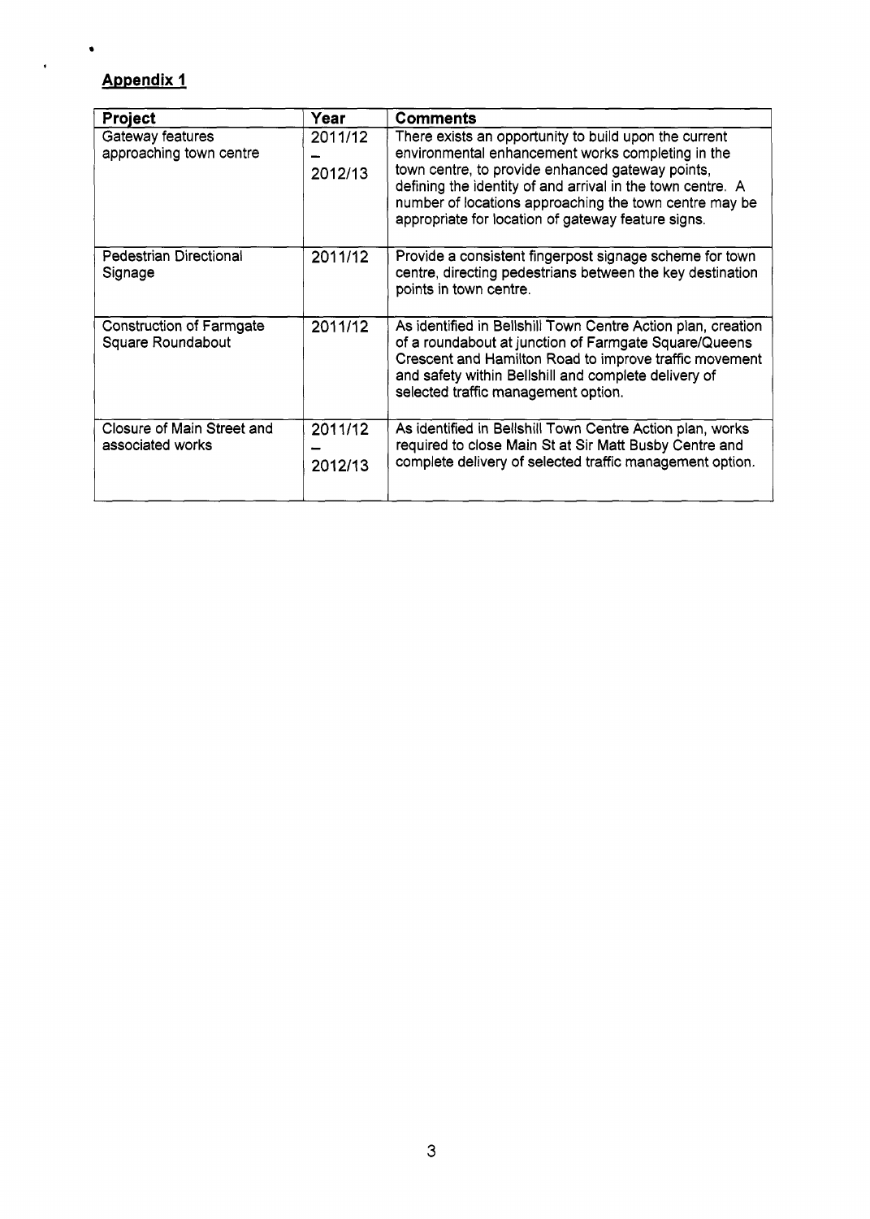**Appendix 1**

| Project | Year | Comments |
| --- | --- | --- |
| Gateway features approaching town centre | 2011/12 – 2012/13 | There exists an opportunity to build upon the current environmental enhancement works completing in the town centre, to provide enhanced gateway points, defining the identity of and arrival in the town centre. A number of locations approaching the town centre may be appropriate for location of gateway feature signs. |
| Pedestrian Directional Signage | 2011/12 | Provide a consistent fingerpost signage scheme for town centre, directing pedestrians between the key destination points in town centre. |
| Construction of Farmgate Square Roundabout | 2011/12 | As identified in Bellshill Town Centre Action plan, creation of a roundabout at junction of Farmgate Square/Queens Crescent and Hamilton Road to improve traffic movement and safety within Bellshill and complete delivery of selected traffic management option. |
| Closure of Main Street and associated works | 2011/12 – 2012/13 | As identified in Bellshill Town Centre Action plan, works required to close Main St at Sir Matt Busby Centre and complete delivery of selected traffic management option. |